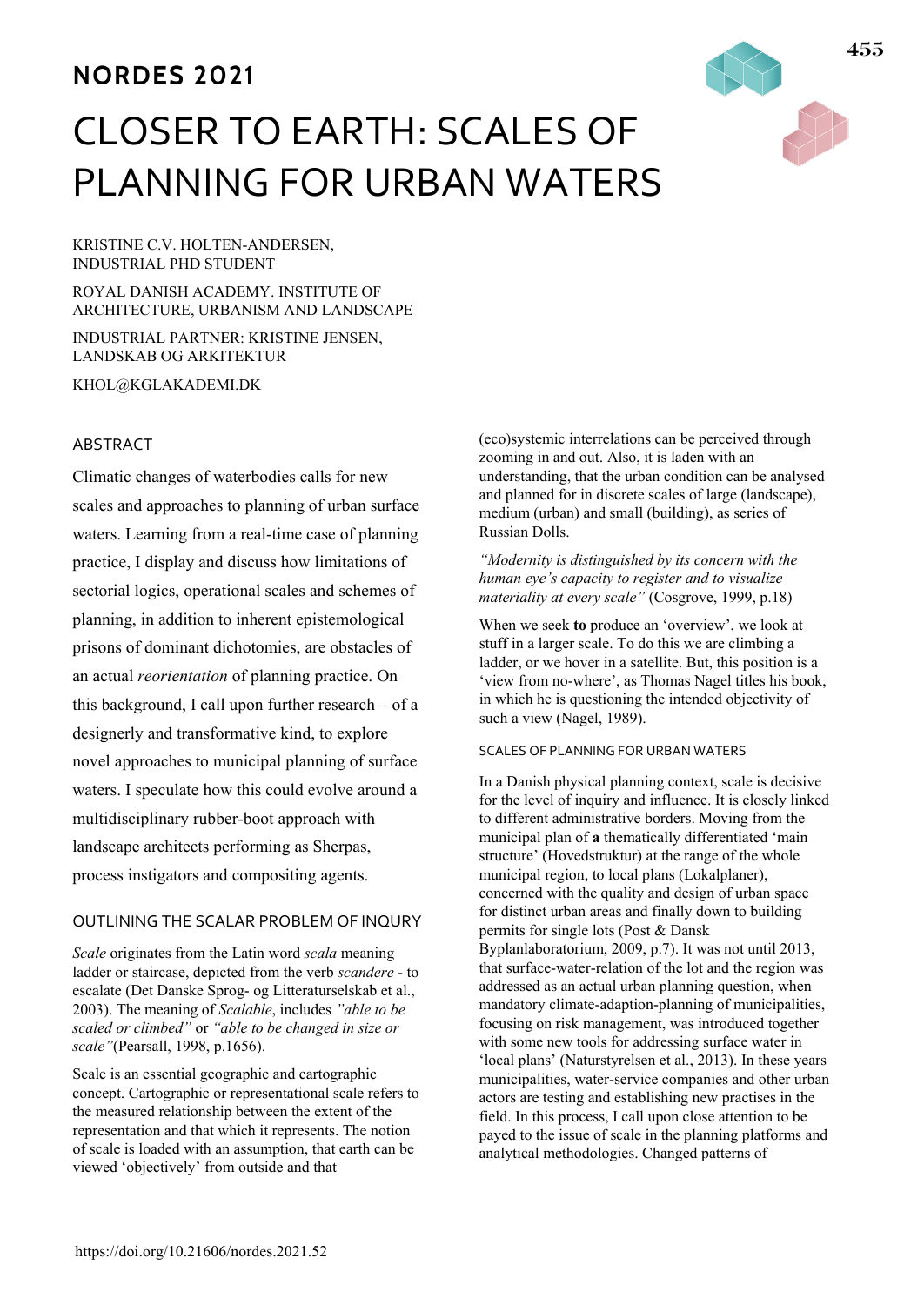## NORDES 2021

# CLOSER TO EARTH: SCALES OF PLANNING FOR URBAN WATERS

KRISTINE C.V. HOLTEN-ANDERSEN, INDUSTRIAL PHD STUDENT

ROYAL DANISH ACADEMY. INSTITUTE OF ARCHITECTURE, URBANISM AND LANDSCAPE

INDUSTRIAL PARTNER: KRISTINE JENSEN, LANDSKAB OG ARKITEKTUR

KHOL@KGLAKADEMI.DK

## ABSTRACT

Climatic changes of waterbodies calls for new scales and approaches to planning of urban surface waters. Learning from a real-time case of planning practice, I display and discuss how limitations of sectorial logics, operational scales and schemes of planning, in addition to inherent epistemological prisons of dominant dichotomies, are obstacles of an actual *reorientation* of planning practice. On this background, I call upon further research – of a designerly and transformative kind, to explore novel approaches to municipal planning of surface waters. I speculate how this could evolve around a multidisciplinary rubber-boot approach with landscape architects performing as Sherpas, process instigators and compositing agents.

## OUTLINING THE SCALAR PROBLEM OF INQURY

*Scale* originates from the Latin word *scala* meaning ladder or staircase, depicted from the verb *scandere* - to escalate (Det Danske Sprog- og Litteraturselskab et al., 2003). The meaning of *Scalable*, includes *"able to be scaled or climbed"* or *"able to be changed in size or scale"*(Pearsall, 1998, p.1656).

Scale is an essential geographic and cartographic concept. Cartographic or representational scale refers to the measured relationship between the extent of the representation and that which it represents. The notion of scale is loaded with an assumption, that earth can be viewed 'objectively' from outside and that (eco)systemic interrelations can be perceived through zooming in and out. Also, it is laden with an understanding, that the urban condition can be analysed and planned for in discrete scales of large (landscape), medium (urban) and small (building), as series of Russian Dolls.

*"Modernity is distinguished by its concern with the human eye's capacity to register and to visualize materiality at every scale"* (Cosgrove, 1999, p.18)

When we seek **to** produce an 'overview', we look at stuff in a larger scale. To do this we are climbing a ladder, or we hover in a satellite. But, this position is a 'view from no-where', as Thomas Nagel titles his book, in which he is questioning the intended objectivity of such a view (Nagel, 1989).

### SCALES OF PLANNING FOR URBAN WATERS

In a Danish physical planning context, scale is decisive for the level of inquiry and influence. It is closely linked to different administrative borders. Moving from the municipal plan of **a** thematically differentiated 'main structure' (Hovedstruktur) at the range of the whole municipal region, to local plans (Lokalplaner), concerned with the quality and design of urban space for distinct urban areas and finally down to building permits for single lots (Post & Dansk Byplanlaboratorium, 2009, p.7). It was not until 2013, that surface-water-relation of the lot and the region was addressed as an actual urban planning question, when mandatory climate-adaption-planning of municipalities, focusing on risk management, was introduced together with some new tools for addressing surface water in 'local plans' (Naturstyrelsen et al., 2013). In these years municipalities, water-service companies and other urban actors are testing and establishing new practises in the field. In this process, I call upon close attention to be payed to the issue of scale in the planning platforms and analytical methodologies. Changed patterns of

https://doi.org/10.21606/nordes.2021.52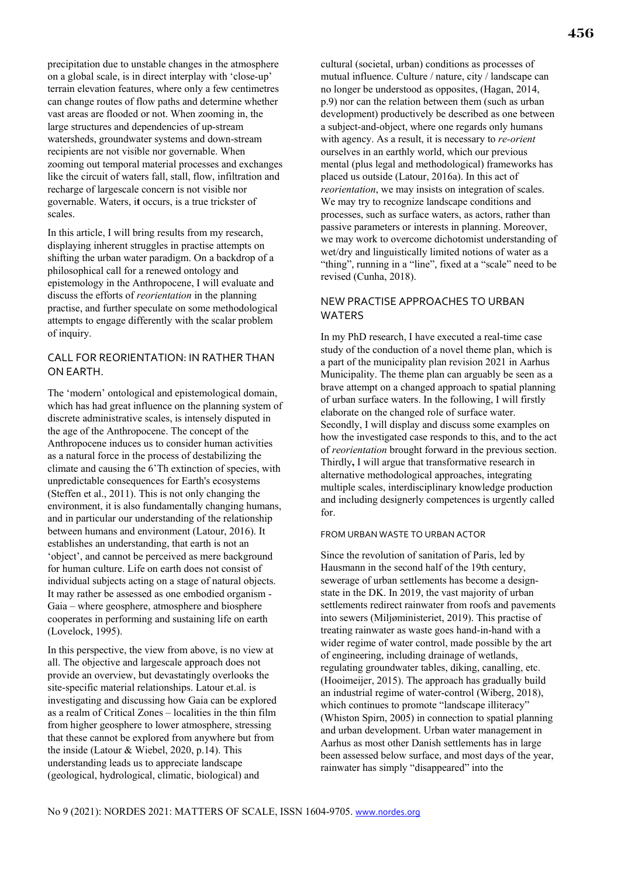precipitation due to unstable changes in the atmosphere on a global scale, is in direct interplay with 'close-up' terrain elevation features, where only a few centimetres can change routes of flow paths and determine whether vast areas are flooded or not. When zooming in, the large structures and dependencies of up-stream watersheds, groundwater systems and down-stream recipients are not visible nor governable. When zooming out temporal material processes and exchanges like the circuit of waters fall, stall, flow, infiltration and recharge of largescale concern is not visible nor governable. Waters, i**t** occurs, is a true trickster of scales.

In this article, I will bring results from my research, displaying inherent struggles in practise attempts on shifting the urban water paradigm. On a backdrop of a philosophical call for a renewed ontology and epistemology in the Anthropocene, I will evaluate and discuss the efforts of *reorientation* in the planning practise, and further speculate on some methodological attempts to engage differently with the scalar problem of inquiry.

## CALL FOR REORIENTATION: IN RATHER THAN ON EARTH.

The 'modern' ontological and epistemological domain, which has had great influence on the planning system of discrete administrative scales, is intensely disputed in the age of the Anthropocene. The concept of the Anthropocene induces us to consider human activities as a natural force in the process of destabilizing the climate and causing the 6'Th extinction of species, with unpredictable consequences for Earth's ecosystems (Steffen et al., 2011). This is not only changing the environment, it is also fundamentally changing humans, and in particular our understanding of the relationship between humans and environment (Latour, 2016). It establishes an understanding, that earth is not an 'object', and cannot be perceived as mere background for human culture. Life on earth does not consist of individual subjects acting on a stage of natural objects. It may rather be assessed as one embodied organism - Gaia – where geosphere, atmosphere and biosphere cooperates in performing and sustaining life on earth (Lovelock, 1995).

In this perspective, the view from above, is no view at all. The objective and largescale approach does not provide an overview, but devastatingly overlooks the site-specific material relationships. Latour et.al. is investigating and discussing how Gaia can be explored as a realm of Critical Zones – localities in the thin film from higher geosphere to lower atmosphere, stressing that these cannot be explored from anywhere but from the inside (Latour & Wiebel, 2020, p.14). This understanding leads us to appreciate landscape (geological, hydrological, climatic, biological) and cultural (societal, urban) conditions as processes of mutual influence. Culture / nature, city / landscape can no longer be understood as opposites, (Hagan, 2014, p.9) nor can the relation between them (such as urban development) productively be described as one between a subject-and-object, where one regards only humans with agency. As a result, it is necessary to *re-orient* ourselves in an earthly world, which our previous mental (plus legal and methodological) frameworks has placed us outside (Latour, 2016a). In this act of *reorientation*, we may insists on integration of scales. We may try to recognize landscape conditions and processes, such as surface waters, as actors, rather than passive parameters or interests in planning. Moreover, we may work to overcome dichotomist understanding of wet/dry and linguistically limited notions of water as a "thing", running in a "line", fixed at a "scale" need to be revised (Cunha, 2018).

## NEW PRACTISE APPROACHES TO URBAN WATERS

In my PhD research, I have executed a real-time case study of the conduction of a novel theme plan, which is a part of the municipality plan revision 2021 in Aarhus Municipality. The theme plan can arguably be seen as a brave attempt on a changed approach to spatial planning of urban surface waters. In the following, I will firstly elaborate on the changed role of surface water. Secondly, I will display and discuss some examples on how the investigated case responds to this, and to the act of *reorientation* brought forward in the previous section. Thirdly**,** I will argue that transformative research in alternative methodological approaches, integrating multiple scales, interdisciplinary knowledge production and including designerly competences is urgently called for.

### FROM URBAN WASTE TO URBAN ACTOR

Since the revolution of sanitation of Paris, led by Hausmann in the second half of the 19th century, sewerage of urban settlements has become a design-state in the DK. In 2019, the vast majority of urban settlements redirect rainwater from roofs and pavements into sewers (Miljøministeriet, 2019). This practise of treating rainwater as waste goes hand-in-hand with a wider regime of water control, made possible by the art of engineering, including drainage of wetlands, regulating groundwater tables, diking, canalling, etc. (Hooimeijer, 2015). The approach has gradually build an industrial regime of water-control (Wiberg, 2018), which continues to promote "landscape illiteracy" (Whiston Spirn, 2005) in connection to spatial planning and urban development. Urban water management in Aarhus as most other Danish settlements has in large been assessed below surface, and most days of the year, rainwater has simply "disappeared" into the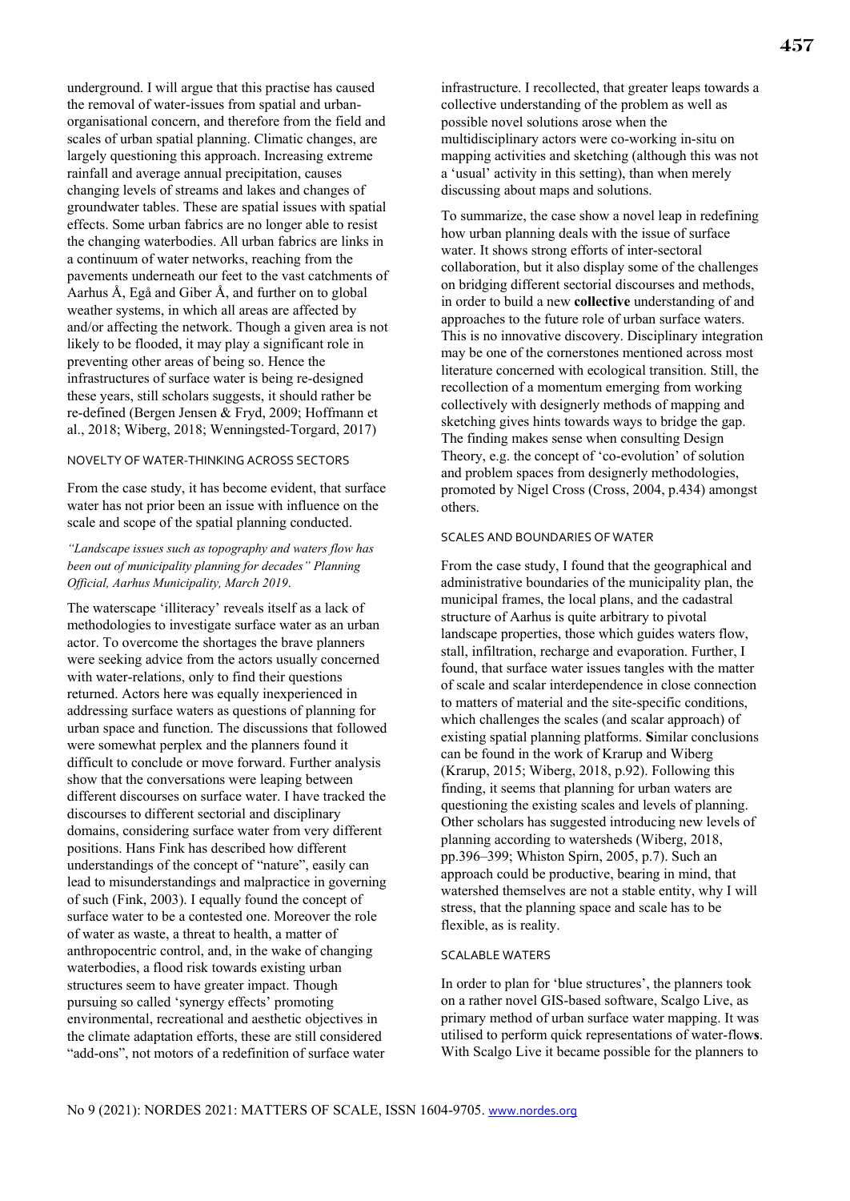underground. I will argue that this practise has caused the removal of water-issues from spatial and urban-organisational concern, and therefore from the field and scales of urban spatial planning. Climatic changes, are largely questioning this approach. Increasing extreme rainfall and average annual precipitation, causes changing levels of streams and lakes and changes of groundwater tables. These are spatial issues with spatial effects. Some urban fabrics are no longer able to resist the changing waterbodies. All urban fabrics are links in a continuum of water networks, reaching from the pavements underneath our feet to the vast catchments of Aarhus Å, Egå and Giber Å, and further on to global weather systems, in which all areas are affected by and/or affecting the network. Though a given area is not likely to be flooded, it may play a significant role in preventing other areas of being so. Hence the infrastructures of surface water is being re-designed these years, still scholars suggests, it should rather be re-defined (Bergen Jensen & Fryd, 2009; Hoffmann et al., 2018; Wiberg, 2018; Wenningsted-Torgard, 2017)

### NOVELTY OF WATER-THINKING ACROSS SECTORS

From the case study, it has become evident, that surface water has not prior been an issue with influence on the scale and scope of the spatial planning conducted.

*"Landscape issues such as topography and waters flow has been out of municipality planning for decades" Planning Official, Aarhus Municipality, March 2019.*

The waterscape 'illiteracy' reveals itself as a lack of methodologies to investigate surface water as an urban actor. To overcome the shortages the brave planners were seeking advice from the actors usually concerned with water-relations, only to find their questions returned. Actors here was equally inexperienced in addressing surface waters as questions of planning for urban space and function. The discussions that followed were somewhat perplex and the planners found it difficult to conclude or move forward. Further analysis show that the conversations were leaping between different discourses on surface water. I have tracked the discourses to different sectorial and disciplinary domains, considering surface water from very different positions. Hans Fink has described how different understandings of the concept of "nature", easily can lead to misunderstandings and malpractice in governing of such (Fink, 2003). I equally found the concept of surface water to be a contested one. Moreover the role of water as waste, a threat to health, a matter of anthropocentric control, and, in the wake of changing waterbodies, a flood risk towards existing urban structures seem to have greater impact. Though pursuing so called 'synergy effects' promoting environmental, recreational and aesthetic objectives in the climate adaptation efforts, these are still considered "add-ons", not motors of a redefinition of surface water infrastructure. I recollected, that greater leaps towards a collective understanding of the problem as well as possible novel solutions arose when the multidisciplinary actors were co-working in-situ on mapping activities and sketching (although this was not a 'usual' activity in this setting), than when merely discussing about maps and solutions.

To summarize, the case show a novel leap in redefining how urban planning deals with the issue of surface water. It shows strong efforts of inter-sectoral collaboration, but it also display some of the challenges on bridging different sectorial discourses and methods, in order to build a new **collective** understanding of and approaches to the future role of urban surface waters. This is no innovative discovery. Disciplinary integration may be one of the cornerstones mentioned across most literature concerned with ecological transition. Still, the recollection of a momentum emerging from working collectively with designerly methods of mapping and sketching gives hints towards ways to bridge the gap. The finding makes sense when consulting Design Theory, e.g. the concept of 'co-evolution' of solution and problem spaces from designerly methodologies, promoted by Nigel Cross (Cross, 2004, p.434) amongst others.

### SCALES AND BOUNDARIES OF WATER

From the case study, I found that the geographical and administrative boundaries of the municipality plan, the municipal frames, the local plans, and the cadastral structure of Aarhus is quite arbitrary to pivotal landscape properties, those which guides waters flow, stall, infiltration, recharge and evaporation. Further, I found, that surface water issues tangles with the matter of scale and scalar interdependence in close connection to matters of material and the site-specific conditions, which challenges the scales (and scalar approach) of existing spatial planning platforms. **S**imilar conclusions can be found in the work of Krarup and Wiberg (Krarup, 2015; Wiberg, 2018, p.92). Following this finding, it seems that planning for urban waters are questioning the existing scales and levels of planning. Other scholars has suggested introducing new levels of planning according to watersheds (Wiberg, 2018, pp.396–399; Whiston Spirn, 2005, p.7). Such an approach could be productive, bearing in mind, that watershed themselves are not a stable entity, why I will stress, that the planning space and scale has to be flexible, as is reality.

### SCALABLE WATERS

In order to plan for 'blue structures', the planners took on a rather novel GIS-based software, Scalgo Live, as primary method of urban surface water mapping. It was utilised to perform quick representations of water-flow**s**. With Scalgo Live it became possible for the planners to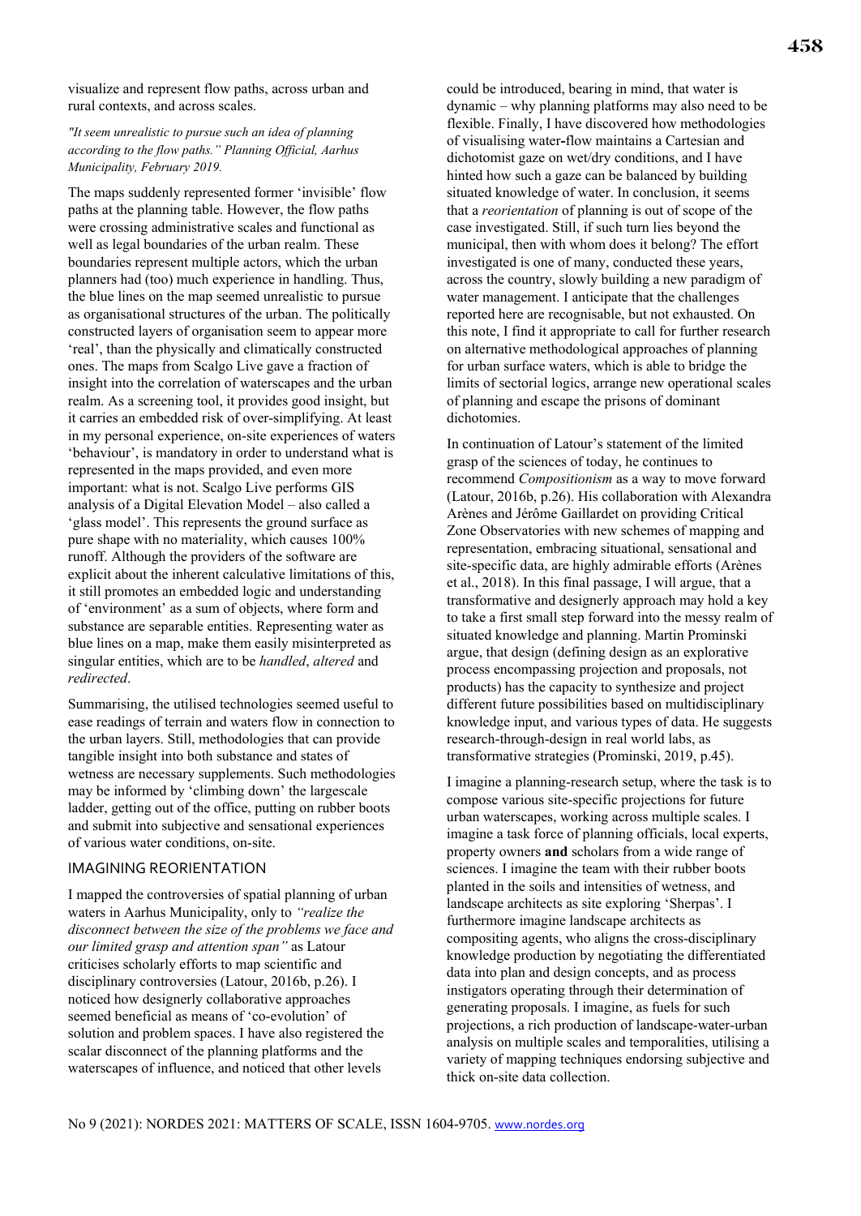visualize and represent flow paths, across urban and rural contexts, and across scales.

*"It seem unrealistic to pursue such an idea of planning according to the flow paths." Planning Official, Aarhus Municipality, February 2019.*

The maps suddenly represented former 'invisible' flow paths at the planning table. However, the flow paths were crossing administrative scales and functional as well as legal boundaries of the urban realm. These boundaries represent multiple actors, which the urban planners had (too) much experience in handling. Thus, the blue lines on the map seemed unrealistic to pursue as organisational structures of the urban. The politically constructed layers of organisation seem to appear more 'real', than the physically and climatically constructed ones. The maps from Scalgo Live gave a fraction of insight into the correlation of waterscapes and the urban realm. As a screening tool, it provides good insight, but it carries an embedded risk of over-simplifying. At least in my personal experience, on-site experiences of waters 'behaviour', is mandatory in order to understand what is represented in the maps provided, and even more important: what is not. Scalgo Live performs GIS analysis of a Digital Elevation Model – also called a 'glass model'. This represents the ground surface as pure shape with no materiality, which causes 100% runoff. Although the providers of the software are explicit about the inherent calculative limitations of this, it still promotes an embedded logic and understanding of 'environment' as a sum of objects, where form and substance are separable entities. Representing water as blue lines on a map, make them easily misinterpreted as singular entities, which are to be *handled*, *altered* and *redirected*.

Summarising, the utilised technologies seemed useful to ease readings of terrain and waters flow in connection to the urban layers. Still, methodologies that can provide tangible insight into both substance and states of wetness are necessary supplements. Such methodologies may be informed by 'climbing down' the largescale ladder, getting out of the office, putting on rubber boots and submit into subjective and sensational experiences of various water conditions, on-site.

## IMAGINING REORIENTATION

I mapped the controversies of spatial planning of urban waters in Aarhus Municipality, only to *"realize the disconnect between the size of the problems we face and our limited grasp and attention span"* as Latour criticises scholarly efforts to map scientific and disciplinary controversies (Latour, 2016b, p.26). I noticed how designerly collaborative approaches seemed beneficial as means of 'co-evolution' of solution and problem spaces. I have also registered the scalar disconnect of the planning platforms and the waterscapes of influence, and noticed that other levels could be introduced, bearing in mind, that water is dynamic – why planning platforms may also need to be flexible. Finally, I have discovered how methodologies of visualising water-flow maintains a Cartesian and dichotomist gaze on wet/dry conditions, and I have hinted how such a gaze can be balanced by building situated knowledge of water. In conclusion, it seems that a *reorientation* of planning is out of scope of the case investigated. Still, if such turn lies beyond the municipal, then with whom does it belong? The effort investigated is one of many, conducted these years, across the country, slowly building a new paradigm of water management. I anticipate that the challenges reported here are recognisable, but not exhausted. On this note, I find it appropriate to call for further research on alternative methodological approaches of planning for urban surface waters, which is able to bridge the limits of sectorial logics, arrange new operational scales of planning and escape the prisons of dominant dichotomies.

In continuation of Latour's statement of the limited grasp of the sciences of today, he continues to recommend *Compositionism* as a way to move forward (Latour, 2016b, p.26). His collaboration with Alexandra Arènes and Jérôme Gaillardet on providing Critical Zone Observatories with new schemes of mapping and representation, embracing situational, sensational and site-specific data, are highly admirable efforts (Arènes et al., 2018). In this final passage, I will argue, that a transformative and designerly approach may hold a key to take a first small step forward into the messy realm of situated knowledge and planning. Martin Prominski argue, that design (defining design as an explorative process encompassing projection and proposals, not products) has the capacity to synthesize and project different future possibilities based on multidisciplinary knowledge input, and various types of data. He suggests research-through-design in real world labs, as transformative strategies (Prominski, 2019, p.45).

I imagine a planning-research setup, where the task is to compose various site-specific projections for future urban waterscapes, working across multiple scales. I imagine a task force of planning officials, local experts, property owners **and** scholars from a wide range of sciences. I imagine the team with their rubber boots planted in the soils and intensities of wetness, and landscape architects as site exploring 'Sherpas'. I furthermore imagine landscape architects as compositing agents, who aligns the cross-disciplinary knowledge production by negotiating the differentiated data into plan and design concepts, and as process instigators operating through their determination of generating proposals. I imagine, as fuels for such projections, a rich production of landscape-water-urban analysis on multiple scales and temporalities, utilising a variety of mapping techniques endorsing subjective and thick on-site data collection.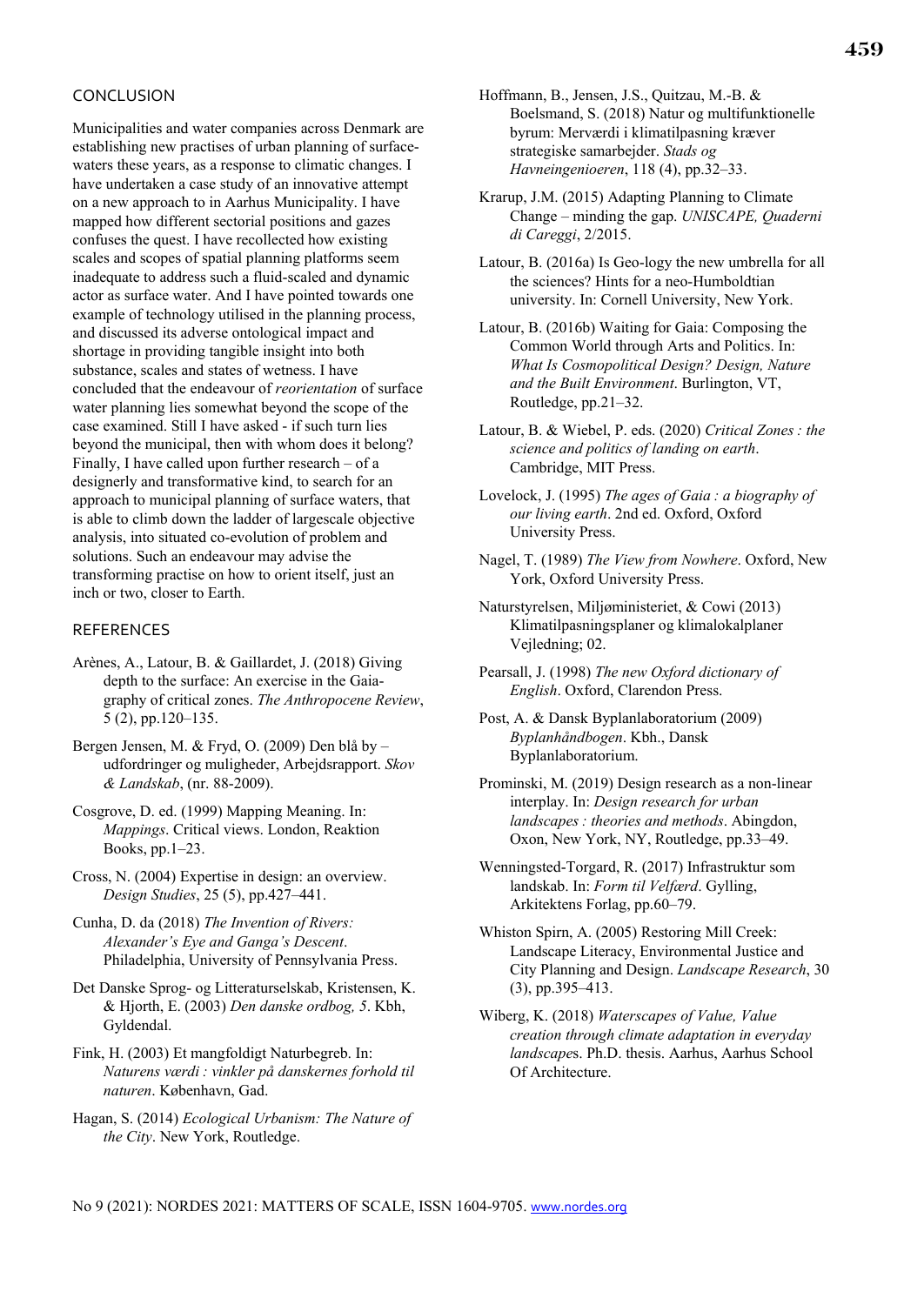## CONCLUSION

Municipalities and water companies across Denmark are establishing new practises of urban planning of surface-waters these years, as a response to climatic changes. I have undertaken a case study of an innovative attempt on a new approach to in Aarhus Municipality. I have mapped how different sectorial positions and gazes confuses the quest. I have recollected how existing scales and scopes of spatial planning platforms seem inadequate to address such a fluid-scaled and dynamic actor as surface water. And I have pointed towards one example of technology utilised in the planning process, and discussed its adverse ontological impact and shortage in providing tangible insight into both substance, scales and states of wetness. I have concluded that the endeavour of *reorientation* of surface water planning lies somewhat beyond the scope of the case examined. Still I have asked - if such turn lies beyond the municipal, then with whom does it belong? Finally, I have called upon further research – of a designerly and transformative kind, to search for an approach to municipal planning of surface waters, that is able to climb down the ladder of largescale objective analysis, into situated co-evolution of problem and solutions. Such an endeavour may advise the transforming practise on how to orient itself, just an inch or two, closer to Earth.

## REFERENCES

Arènes, A., Latour, B. & Gaillardet, J. (2018) Giving depth to the surface: An exercise in the Gaia-graphy of critical zones. *The Anthropocene Review*, 5 (2), pp.120–135.

Bergen Jensen, M. & Fryd, O. (2009) Den blå by – udfordringer og muligheder, Arbejsrapport. *Skov & Landskab*, (nr. 88-2009).

Cosgrove, D. ed. (1999) Mapping Meaning. In: *Mappings*. Critical views. London, Reaktion Books, pp.1–23.

Cross, N. (2004) Expertise in design: an overview. *Design Studies*, 25 (5), pp.427–441.

Cunha, D. da (2018) *The Invention of Rivers: Alexander's Eye and Ganga's Descent*. Philadelphia, University of Pennsylvania Press.

Det Danske Sprog- og Litteraturselskab, Kristensen, K. & Hjorth, E. (2003) *Den danske ordbog, 5*. Kbh, Gyldendal.

Fink, H. (2003) Et mangfoldigt Naturbegreb. In: *Naturens værdi : vinkler på danskernes forhold til naturen*. København, Gad.

Hagan, S. (2014) *Ecological Urbanism: The Nature of the City*. New York, Routledge.

Hoffmann, B., Jensen, J.S., Quitzau, M.-B. & Boelsmand, S. (2018) Natur og multifunktionelle byrum: Merværdi i klimatilpasning kræver strategiske samarbejder. *Stads og Havneingenioeren*, 118 (4), pp.32–33.

Krarup, J.M. (2015) Adapting Planning to Climate Change – minding the gap. *UNISCAPE, Quaderni di Careggi*, 2/2015.

Latour, B. (2016a) Is Geo-logy the new umbrella for all the sciences? Hints for a neo-Humboldtian university. In: Cornell University, New York.

Latour, B. (2016b) Waiting for Gaia: Composing the Common World through Arts and Politics. In: *What Is Cosmopolitical Design? Design, Nature and the Built Environment*. Burlington, VT, Routledge, pp.21–32.

Latour, B. & Wiebel, P. eds. (2020) *Critical Zones : the science and politics of landing on earth*. Cambridge, MIT Press.

Lovelock, J. (1995) *The ages of Gaia : a biography of our living earth*. 2nd ed. Oxford, Oxford University Press.

Nagel, T. (1989) *The View from Nowhere*. Oxford, New York, Oxford University Press.

Naturstyrelsen, Miljøministeriet, & Cowi (2013) Klimatilpasningsplaner og klimalokalplaner Vejledning; 02.

Pearsall, J. (1998) *The new Oxford dictionary of English*. Oxford, Clarendon Press.

Post, A. & Dansk Byplanlaboratorium (2009) *Byplanhåndbogen*. Kbh., Dansk Byplanlaboratorium.

Prominski, M. (2019) Design research as a non-linear interplay. In: *Design research for urban landscapes : theories and methods*. Abingdon, Oxon, New York, NY, Routledge, pp.33–49.

Wenningsted-Torgard, R. (2017) Infrastruktur som landskab. In: *Form til Velfærd*. Gylling, Arkitektens Forlag, pp.60–79.

Whiston Spirn, A. (2005) Restoring Mill Creek: Landscape Literacy, Environmental Justice and City Planning and Design. *Landscape Research*, 30 (3), pp.395–413.

Wiberg, K. (2018) *Waterscapes of Value, Value creation through climate adaptation in everyday landscapes*. Ph.D. thesis. Aarhus, Aarhus School Of Architecture.